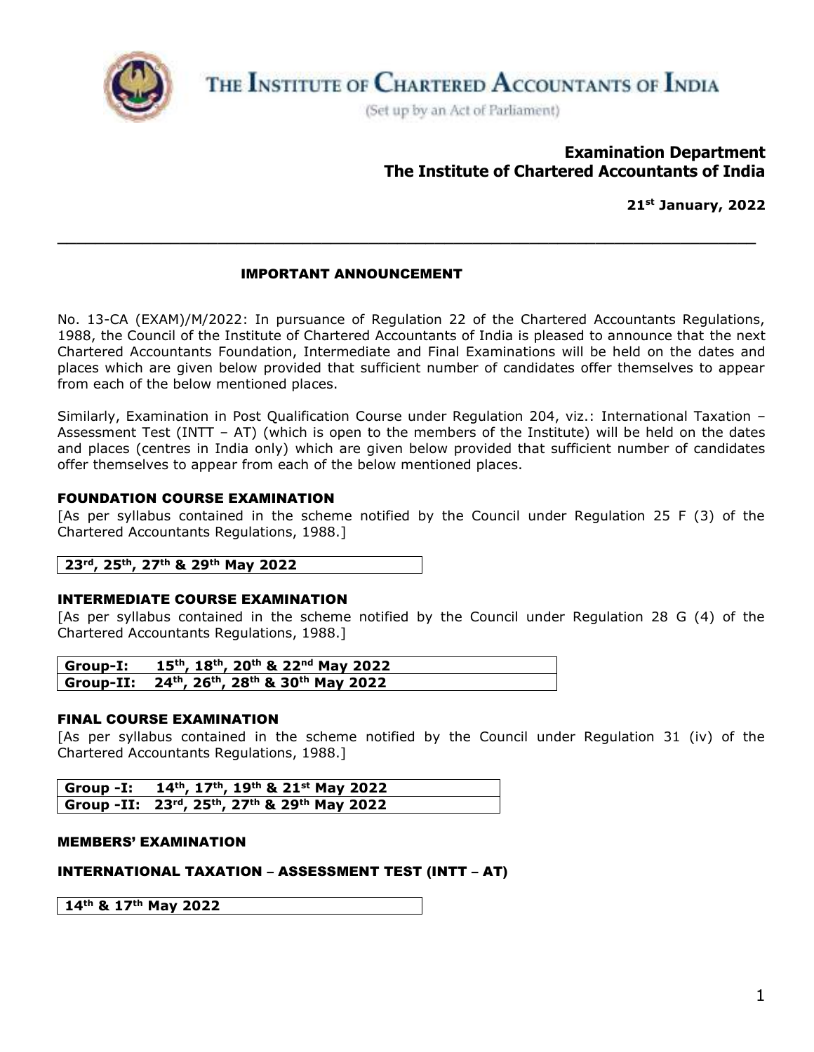# The Institute of Chartered Accountants of India

(Set up by an Act of Parliament)

**Examination Department**
**The Institute of Chartered Accountants of India**

**21st January, 2022**

---

## IMPORTANT ANNOUNCEMENT

No. 13-CA (EXAM)/M/2022: In pursuance of Regulation 22 of the Chartered Accountants Regulations, 1988, the Council of the Institute of Chartered Accountants of India is pleased to announce that the next Chartered Accountants Foundation, Intermediate and Final Examinations will be held on the dates and places which are given below provided that sufficient number of candidates offer themselves to appear from each of the below mentioned places.

Similarly, Examination in Post Qualification Course under Regulation 204, viz.: International Taxation – Assessment Test (INTT – AT) (which is open to the members of the Institute) will be held on the dates and places (centres in India only) which are given below provided that sufficient number of candidates offer themselves to appear from each of the below mentioned places.

### FOUNDATION COURSE EXAMINATION

[As per syllabus contained in the scheme notified by the Council under Regulation 25 F (3) of the Chartered Accountants Regulations, 1988.]

| **23rd, 25th, 27th & 29th May 2022** |
|---|

### INTERMEDIATE COURSE EXAMINATION

[As per syllabus contained in the scheme notified by the Council under Regulation 28 G (4) of the Chartered Accountants Regulations, 1988.]

| | |
|---|---|
| **Group-I:** | **15th, 18th, 20th & 22nd May 2022** |
| **Group-II:** | **24th, 26th, 28th & 30th May 2022** |

### FINAL COURSE EXAMINATION

[As per syllabus contained in the scheme notified by the Council under Regulation 31 (iv) of the Chartered Accountants Regulations, 1988.]

| | |
|---|---|
| **Group -I:** | **14th, 17th, 19th & 21st May 2022** |
| **Group -II:** | **23rd, 25th, 27th & 29th May 2022** |

### MEMBERS' EXAMINATION

### INTERNATIONAL TAXATION – ASSESSMENT TEST (INTT – AT)

| **14th & 17th May 2022** |
|---|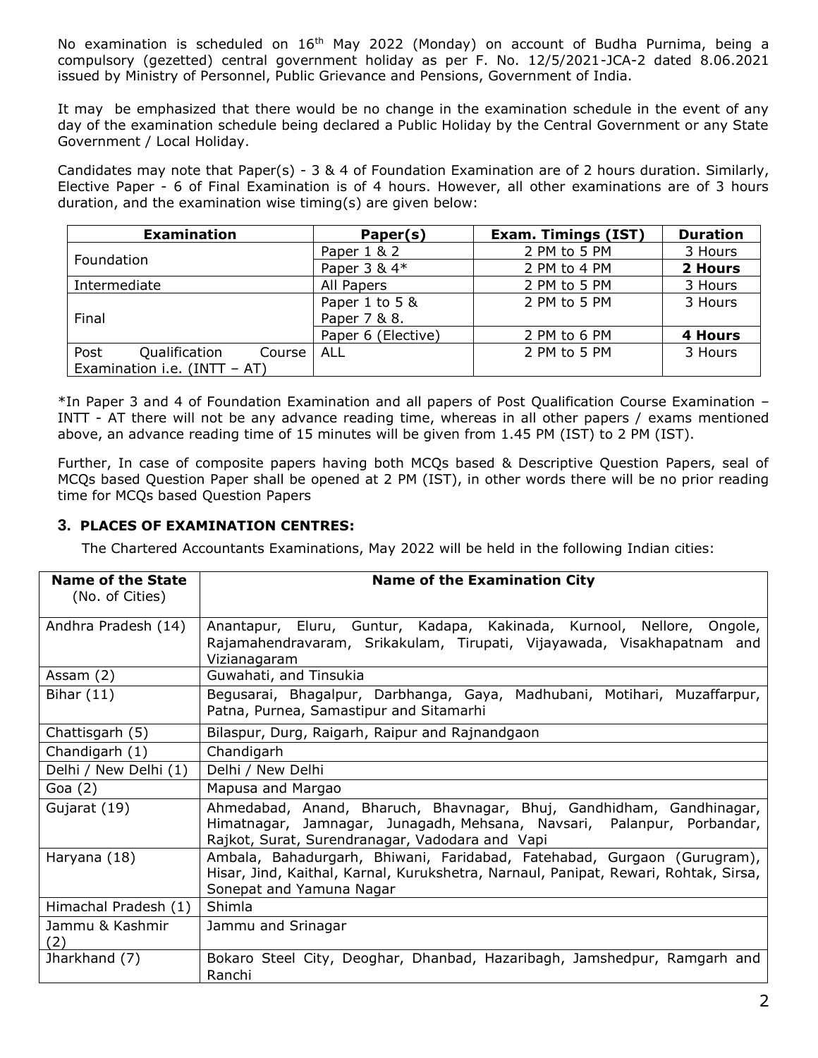No examination is scheduled on 16th May 2022 (Monday) on account of Budha Purnima, being a compulsory (gezetted) central government holiday as per F. No. 12/5/2021-JCA-2 dated 8.06.2021 issued by Ministry of Personnel, Public Grievance and Pensions, Government of India.

It may be emphasized that there would be no change in the examination schedule in the event of any day of the examination schedule being declared a Public Holiday by the Central Government or any State Government / Local Holiday.

Candidates may note that Paper(s) - 3 & 4 of Foundation Examination are of 2 hours duration. Similarly, Elective Paper - 6 of Final Examination is of 4 hours. However, all other examinations are of 3 hours duration, and the examination wise timing(s) are given below:

| Examination | Paper(s) | Exam. Timings (IST) | Duration |
|---|---|---|---|
| Foundation | Paper 1 & 2 | 2 PM to 5 PM | 3 Hours |
| | Paper 3 & 4* | 2 PM to 4 PM | **2 Hours** |
| Intermediate | All Papers | 2 PM to 5 PM | 3 Hours |
| Final | Paper 1 to 5 & Paper 7 & 8. | 2 PM to 5 PM | 3 Hours |
| | Paper 6 (Elective) | 2 PM to 6 PM | **4 Hours** |
| Post Qualification Course Examination i.e. (INTT – AT) | ALL | 2 PM to 5 PM | 3 Hours |

*In Paper 3 and 4 of Foundation Examination and all papers of Post Qualification Course Examination – INTT - AT there will not be any advance reading time, whereas in all other papers / exams mentioned above, an advance reading time of 15 minutes will be given from 1.45 PM (IST) to 2 PM (IST).

Further, In case of composite papers having both MCQs based & Descriptive Question Papers, seal of MCQs based Question Paper shall be opened at 2 PM (IST), in other words there will be no prior reading time for MCQs based Question Papers

### 3. PLACES OF EXAMINATION CENTRES:

The Chartered Accountants Examinations, May 2022 will be held in the following Indian cities:

| Name of the State (No. of Cities) | Name of the Examination City |
|---|---|
| Andhra Pradesh (14) | Anantapur, Eluru, Guntur, Kadapa, Kakinada, Kurnool, Nellore, Ongole, Rajamahendravaram, Srikakulam, Tirupati, Vijayawada, Visakhapatnam and Vizianagaram |
| Assam (2) | Guwahati, and Tinsukia |
| Bihar (11) | Begusarai, Bhagalpur, Darbhanga, Gaya, Madhubani, Motihari, Muzaffarpur, Patna, Purnea, Samastipur and Sitamarhi |
| Chattisgarh (5) | Bilaspur, Durg, Raigarh, Raipur and Rajnandgaon |
| Chandigarh (1) | Chandigarh |
| Delhi / New Delhi (1) | Delhi / New Delhi |
| Goa (2) | Mapusa and Margao |
| Gujarat (19) | Ahmedabad, Anand, Bharuch, Bhavnagar, Bhuj, Gandhidham, Gandhinagar, Himatnagar, Jamnagar, Junagadh, Mehsana, Navsari, Palanpur, Porbandar, Rajkot, Surat, Surendranagar, Vadodara and Vapi |
| Haryana (18) | Ambala, Bahadurgarh, Bhiwani, Faridabad, Fatehabad, Gurgaon (Gurugram), Hisar, Jind, Kaithal, Karnal, Kurukshetra, Narnaul, Panipat, Rewari, Rohtak, Sirsa, Sonepat and Yamuna Nagar |
| Himachal Pradesh (1) | Shimla |
| Jammu & Kashmir (2) | Jammu and Srinagar |
| Jharkhand (7) | Bokaro Steel City, Deoghar, Dhanbad, Hazaribagh, Jamshedpur, Ramgarh and Ranchi |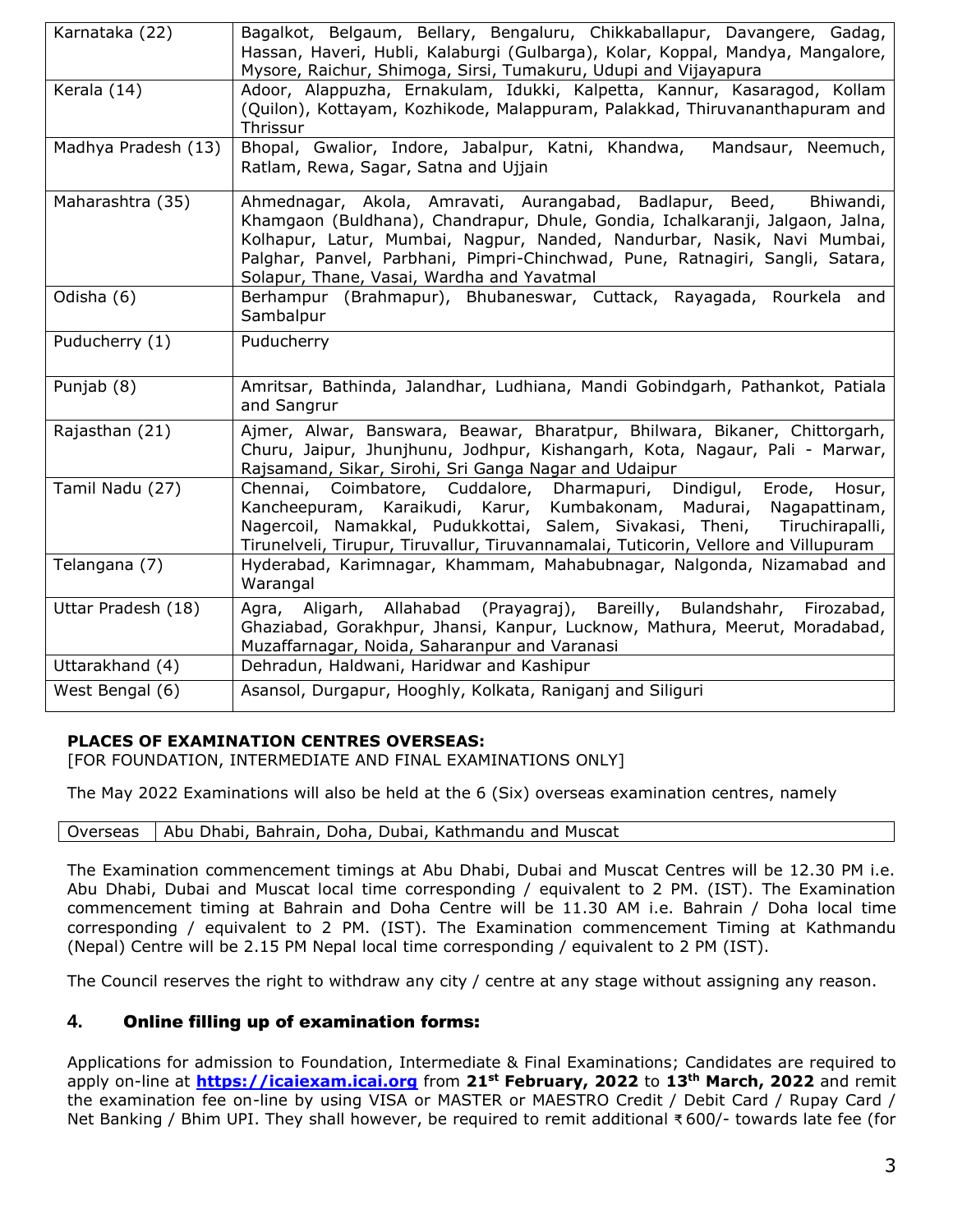| | |
|---|---|
| Karnataka (22) | Bagalkot, Belgaum, Bellary, Bengaluru, Chikkaballapur, Davangere, Gadag, Hassan, Haveri, Hubli, Kalaburgi (Gulbarga), Kolar, Koppal, Mandya, Mangalore, Mysore, Raichur, Shimoga, Sirsi, Tumakuru, Udupi and Vijayapura |
| Kerala (14) | Adoor, Alappuzha, Ernakulam, Idukki, Kalpetta, Kannur, Kasaragod, Kollam (Quilon), Kottayam, Kozhikode, Malappuram, Palakkad, Thiruvananthapuram and Thrissur |
| Madhya Pradesh (13) | Bhopal, Gwalior, Indore, Jabalpur, Katni, Khandwa, Mandsaur, Neemuch, Ratlam, Rewa, Sagar, Satna and Ujjain |
| Maharashtra (35) | Ahmednagar, Akola, Amravati, Aurangabad, Badlapur, Beed, Bhiwandi, Khamgaon (Buldhana), Chandrapur, Dhule, Gondia, Ichalkaranji, Jalgaon, Jalna, Kolhapur, Latur, Mumbai, Nagpur, Nanded, Nandurbar, Nasik, Navi Mumbai, Palghar, Panvel, Parbhani, Pimpri-Chinchwad, Pune, Ratnagiri, Sangli, Satara, Solapur, Thane, Vasai, Wardha and Yavatmal |
| Odisha (6) | Berhampur (Brahmapur), Bhubaneswar, Cuttack, Rayagada, Rourkela and Sambalpur |
| Puducherry (1) | Puducherry |
| Punjab (8) | Amritsar, Bathinda, Jalandhar, Ludhiana, Mandi Gobindgarh, Pathankot, Patiala and Sangrur |
| Rajasthan (21) | Ajmer, Alwar, Banswara, Beawar, Bharatpur, Bhilwara, Bikaner, Chittorgarh, Churu, Jaipur, Jhunjhunu, Jodhpur, Kishangarh, Kota, Nagaur, Pali - Marwar, Rajsamand, Sikar, Sirohi, Sri Ganga Nagar and Udaipur |
| Tamil Nadu (27) | Chennai, Coimbatore, Cuddalore, Dharmapuri, Dindigul, Erode, Hosur, Kancheepuram, Karaikudi, Karur, Kumbakonam, Madurai, Nagapattinam, Nagercoil, Namakkal, Pudukkottai, Salem, Sivakasi, Theni, Tiruchirapalli, Tirunelveli, Tirupur, Tiruvallur, Tiruvannamalai, Tuticorin, Vellore and Villupuram |
| Telangana (7) | Hyderabad, Karimnagar, Khammam, Mahabubnagar, Nalgonda, Nizamabad and Warangal |
| Uttar Pradesh (18) | Agra, Aligarh, Allahabad (Prayagraj), Bareilly, Bulandshahr, Firozabad, Ghaziabad, Gorakhpur, Jhansi, Kanpur, Lucknow, Mathura, Meerut, Moradabad, Muzaffarnagar, Noida, Saharanpur and Varanasi |
| Uttarakhand (4) | Dehradun, Haldwani, Haridwar and Kashipur |
| West Bengal (6) | Asansol, Durgapur, Hooghly, Kolkata, Raniganj and Siliguri |

**PLACES OF EXAMINATION CENTRES OVERSEAS:**
[FOR FOUNDATION, INTERMEDIATE AND FINAL EXAMINATIONS ONLY]

The May 2022 Examinations will also be held at the 6 (Six) overseas examination centres, namely

| | |
|---|---|
| Overseas | Abu Dhabi, Bahrain, Doha, Dubai, Kathmandu and Muscat |

The Examination commencement timings at Abu Dhabi, Dubai and Muscat Centres will be 12.30 PM i.e. Abu Dhabi, Dubai and Muscat local time corresponding / equivalent to 2 PM. (IST). The Examination commencement timing at Bahrain and Doha Centre will be 11.30 AM i.e. Bahrain / Doha local time corresponding / equivalent to 2 PM. (IST). The Examination commencement Timing at Kathmandu (Nepal) Centre will be 2.15 PM Nepal local time corresponding / equivalent to 2 PM (IST).

The Council reserves the right to withdraw any city / centre at any stage without assigning any reason.

## 4. Online filling up of examination forms:

Applications for admission to Foundation, Intermediate & Final Examinations; Candidates are required to apply on-line at **https://icaiexam.icai.org** from **21st February, 2022** to **13th March, 2022** and remit the examination fee on-line by using VISA or MASTER or MAESTRO Credit / Debit Card / Rupay Card / Net Banking / Bhim UPI. They shall however, be required to remit additional ₹600/- towards late fee (for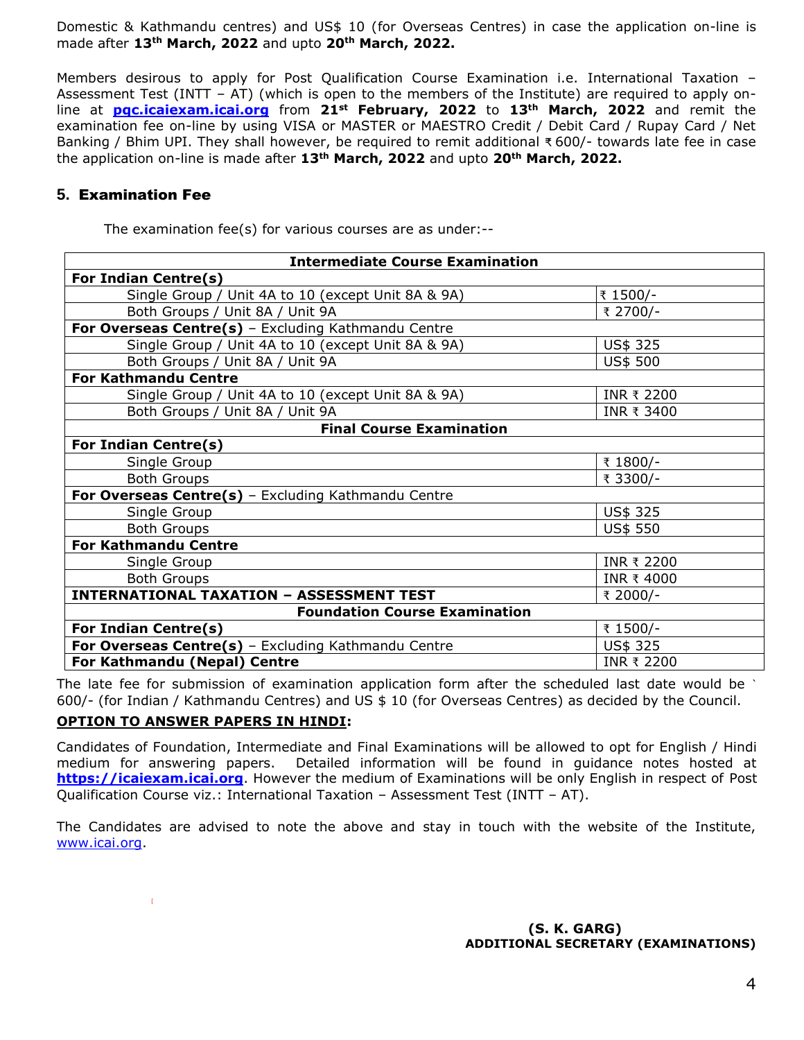Domestic & Kathmandu centres) and US$ 10 (for Overseas Centres) in case the application on-line is made after **13th March, 2022** and upto **20th March, 2022.**

Members desirous to apply for Post Qualification Course Examination i.e. International Taxation – Assessment Test (INTT – AT) (which is open to the members of the Institute) are required to apply on-line at **pqc.icaiexam.icai.org** from **21st February, 2022** to **13th March, 2022** and remit the examination fee on-line by using VISA or MASTER or MAESTRO Credit / Debit Card / Rupay Card / Net Banking / Bhim UPI. They shall however, be required to remit additional ₹ 600/- towards late fee in case the application on-line is made after **13th March, 2022** and upto **20th March, 2022.**

## 5. Examination Fee

The examination fee(s) for various courses are as under:--

| | |
|---|---|
| **Intermediate Course Examination** | |
| **For Indian Centre(s)** | |
| Single Group / Unit 4A to 10 (except Unit 8A & 9A) | ₹ 1500/- |
| Both Groups / Unit 8A / Unit 9A | ₹ 2700/- |
| **For Overseas Centre(s)** – Excluding Kathmandu Centre | |
| Single Group / Unit 4A to 10 (except Unit 8A & 9A) | US$ 325 |
| Both Groups / Unit 8A / Unit 9A | US$ 500 |
| **For Kathmandu Centre** | |
| Single Group / Unit 4A to 10 (except Unit 8A & 9A) | INR ₹ 2200 |
| Both Groups / Unit 8A / Unit 9A | INR ₹ 3400 |
| **Final Course Examination** | |
| **For Indian Centre(s)** | |
| Single Group | ₹ 1800/- |
| Both Groups | ₹ 3300/- |
| **For Overseas Centre(s)** – Excluding Kathmandu Centre | |
| Single Group | US$ 325 |
| Both Groups | US$ 550 |
| **For Kathmandu Centre** | |
| Single Group | INR ₹ 2200 |
| Both Groups | INR ₹ 4000 |
| **INTERNATIONAL TAXATION – ASSESSMENT TEST** | ₹ 2000/- |
| **Foundation Course Examination** | |
| **For Indian Centre(s)** | ₹ 1500/- |
| **For Overseas Centre(s)** – Excluding Kathmandu Centre | US$ 325 |
| **For Kathmandu (Nepal) Centre** | INR ₹ 2200 |

The late fee for submission of examination application form after the scheduled last date would be ` 600/- (for Indian / Kathmandu Centres) and US $ 10 (for Overseas Centres) as decided by the Council.

**OPTION TO ANSWER PAPERS IN HINDI:**

Candidates of Foundation, Intermediate and Final Examinations will be allowed to opt for English / Hindi medium for answering papers. Detailed information will be found in guidance notes hosted at **https://icaiexam.icai.org**. However the medium of Examinations will be only English in respect of Post Qualification Course viz.: International Taxation – Assessment Test (INTT – AT).

The Candidates are advised to note the above and stay in touch with the website of the Institute, www.icai.org.

**(S. K. GARG)**
**ADDITIONAL SECRETARY (EXAMINATIONS)**